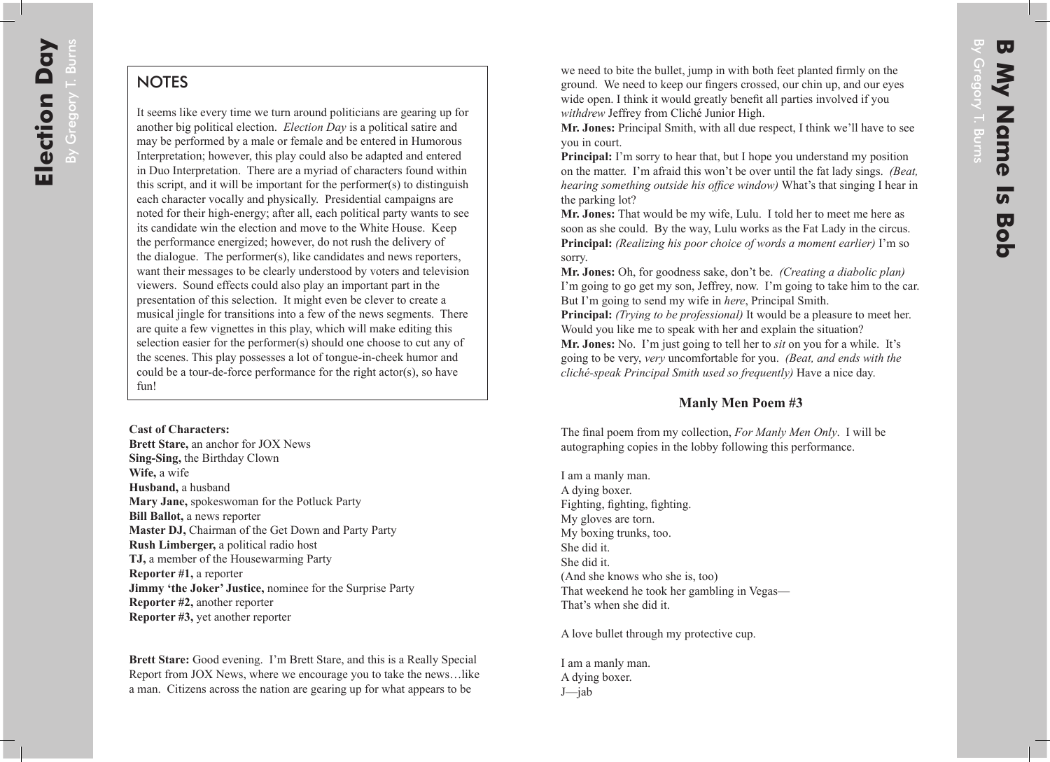## NOTES

It seems like every time we turn around politicians are gearing up for another big political election. *Election Day* is a political satire and may be performed by a male or female and be entered in Humorous Interpretation; however, this play could also be adapted and entered in Duo Interpretation. There are a myriad of characters found within this script, and it will be important for the performer(s) to distinguish each character vocally and physically. Presidential campaigns are noted for their high-energy; after all, each political party wants to see its candidate win the election and move to the White House. Keep the performance energized; however, do not rush the delivery of the dialogue. The performer(s), like candidates and news reporters, want their messages to be clearly understood by voters and television viewers. Sound effects could also play an important part in the presentation of this selection. It might even be clever to create a musical jingle for transitions into a few of the news segments. There are quite a few vignettes in this play, which will make editing this selection easier for the performer(s) should one choose to cut any of the scenes. This play possesses a lot of tongue-in-cheek humor and could be a tour-de-force performance for the right actor(s), so have fun!

**Cast of Characters:**
**Brett Stare,** an anchor for JOX News
**Sing-Sing,** the Birthday Clown
**Wife,** a wife
**Husband,** a husband
**Mary Jane,** spokeswoman for the Potluck Party
**Bill Ballot,** a news reporter
**Master DJ,** Chairman of the Get Down and Party Party
**Rush Limberger,** a political radio host
**TJ,** a member of the Housewarming Party
**Reporter #1,** a reporter
**Jimmy 'the Joker' Justice,** nominee for the Surprise Party
**Reporter #2,** another reporter
**Reporter #3,** yet another reporter

**Brett Stare:** Good evening. I'm Brett Stare, and this is a Really Special Report from JOX News, where we encourage you to take the news…like a man. Citizens across the nation are gearing up for what appears to be

we need to bite the bullet, jump in with both feet planted firmly on the ground. We need to keep our fingers crossed, our chin up, and our eyes wide open. I think it would greatly benefit all parties involved if you *withdrew* Jeffrey from Cliché Junior High.
**Mr. Jones:** Principal Smith, with all due respect, I think we'll have to see you in court.
**Principal:** I'm sorry to hear that, but I hope you understand my position on the matter. I'm afraid this won't be over until the fat lady sings. *(Beat, hearing something outside his office window)* What's that singing I hear in the parking lot?
**Mr. Jones:** That would be my wife, Lulu. I told her to meet me here as soon as she could. By the way, Lulu works as the Fat Lady in the circus.
**Principal:** *(Realizing his poor choice of words a moment earlier)* I'm so sorry.
**Mr. Jones:** Oh, for goodness sake, don't be. *(Creating a diabolic plan)* I'm going to go get my son, Jeffrey, now. I'm going to take him to the car. But I'm going to send my wife in *here*, Principal Smith.
**Principal:** *(Trying to be professional)* It would be a pleasure to meet her. Would you like me to speak with her and explain the situation?
**Mr. Jones:** No. I'm just going to tell her to *sit* on you for a while. It's going to be very, *very* uncomfortable for you. *(Beat, and ends with the cliché-speak Principal Smith used so frequently)* Have a nice day.

### Manly Men Poem #3

The final poem from my collection, *For Manly Men Only*. I will be autographing copies in the lobby following this performance.

I am a manly man.
A dying boxer.
Fighting, fighting, fighting.
My gloves are torn.
My boxing trunks, too.
She did it.
She did it.
(And she knows who she is, too)
That weekend he took her gambling in Vegas—
That's when she did it.

A love bullet through my protective cup.

I am a manly man.
A dying boxer.
J—jab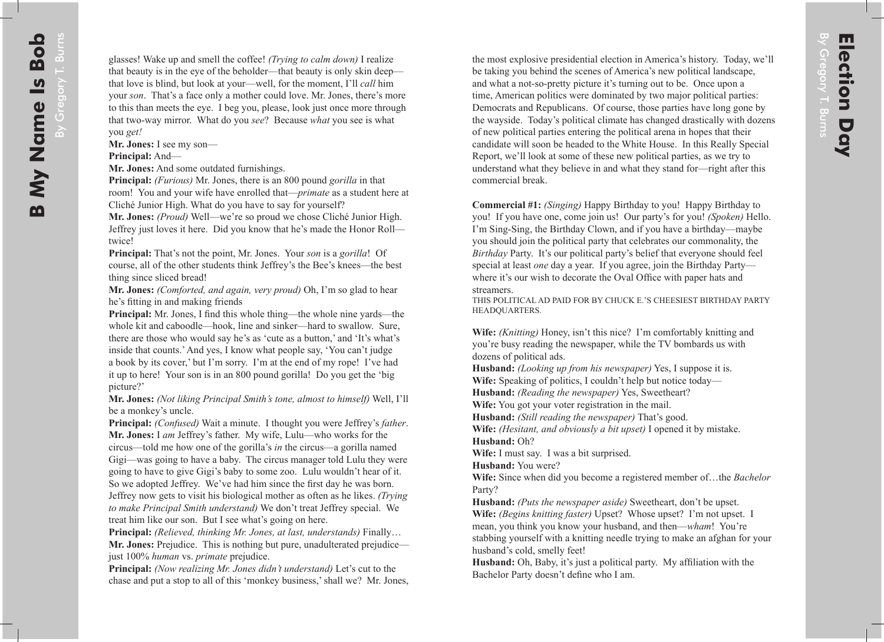glasses! Wake up and smell the coffee! *(Trying to calm down)* I realize that beauty is in the eye of the beholder—that beauty is only skin deep—that love is blind, but look at your—well, for the moment, I'll *call* him your *son*. That's a face only a mother could love. Mr. Jones, there's more to this than meets the eye. I beg you, please, look just once more through that two-way mirror. What do you *see*? Because *what* you see is what you *get!*

**Mr. Jones:** I see my son—

**Principal:** And—

**Mr. Jones:** And some outdated furnishings.

**Principal:** *(Furious)* Mr. Jones, there is an 800 pound *gorilla* in that room! You and your wife have enrolled that—*primate* as a student here at Cliché Junior High. What do you have to say for yourself?

**Mr. Jones:** *(Proud)* Well—we're so proud we chose Cliché Junior High. Jeffrey just loves it here. Did you know that he's made the Honor Roll—twice!

**Principal:** That's not the point, Mr. Jones. Your *son* is a *gorilla*! Of course, all of the other students think Jeffrey's the Bee's knees—the best thing since sliced bread!

**Mr. Jones:** *(Comforted, and again, very proud)* Oh, I'm so glad to hear he's fitting in and making friends

**Principal:** Mr. Jones, I find this whole thing—the whole nine yards—the whole kit and caboodle—hook, line and sinker—hard to swallow. Sure, there are those who would say he's as 'cute as a button,' and 'It's what's inside that counts.' And yes, I know what people say, 'You can't judge a book by its cover,' but I'm sorry. I'm at the end of my rope! I've had it up to here! Your son is in an 800 pound gorilla! Do you get the 'big picture?'

**Mr. Jones:** *(Not liking Principal Smith's tone, almost to himself)* Well, I'll be a monkey's uncle.

**Principal:** *(Confused)* Wait a minute. I thought you were Jeffrey's *father*.

**Mr. Jones:** I *am* Jeffrey's father. My wife, Lulu—who works for the circus—told me how one of the gorilla's *in* the circus—a gorilla named Gigi—was going to have a baby. The circus manager told Lulu they were going to have to give Gigi's baby to some zoo. Lulu wouldn't hear of it. So we adopted Jeffrey. We've had him since the first day he was born. Jeffrey now gets to visit his biological mother as often as he likes. *(Trying to make Principal Smith understand)* We don't treat Jeffrey special. We treat him like our son. But I see what's going on here.

**Principal:** *(Relieved, thinking Mr. Jones, at last, understands)* Finally…

**Mr. Jones:** Prejudice. This is nothing but pure, unadulterated prejudice—just 100% *human* vs. *primate* prejudice.

**Principal:** *(Now realizing Mr. Jones didn't understand)* Let's cut to the chase and put a stop to all of this 'monkey business,' shall we? Mr. Jones,

the most explosive presidential election in America's history. Today, we'll be taking you behind the scenes of America's new political landscape, and what a not-so-pretty picture it's turning out to be. Once upon a time, American politics were dominated by two major political parties: Democrats and Republicans. Of course, those parties have long gone by the wayside. Today's political climate has changed drastically with dozens of new political parties entering the political arena in hopes that their candidate will soon be headed to the White House. In this Really Special Report, we'll look at some of these new political parties, as we try to understand what they believe in and what they stand for—right after this commercial break.

**Commercial #1:** *(Singing)* Happy Birthday to you! Happy Birthday to you! If you have one, come join us! Our party's for you! *(Spoken)* Hello. I'm Sing-Sing, the Birthday Clown, and if you have a birthday—maybe you should join the political party that celebrates our commonality, the *Birthday* Party. It's our political party's belief that everyone should feel special at least *one* day a year. If you agree, join the Birthday Party—where it's our wish to decorate the Oval Office with paper hats and streamers.

THIS POLITICAL AD PAID FOR BY CHUCK E.'S CHEESIEST BIRTHDAY PARTY HEADQUARTERS.

**Wife:** *(Knitting)* Honey, isn't this nice? I'm comfortably knitting and you're busy reading the newspaper, while the TV bombards us with dozens of political ads.

**Husband:** *(Looking up from his newspaper)* Yes, I suppose it is.

**Wife:** Speaking of politics, I couldn't help but notice today—

**Husband:** *(Reading the newspaper)* Yes, Sweetheart?

**Wife:** You got your voter registration in the mail.

**Husband:** *(Still reading the newspaper)* That's good.

**Wife:** *(Hesitant, and obviously a bit upset)* I opened it by mistake.

**Husband:** Oh?

**Wife:** I must say. I was a bit surprised.

**Husband:** You were?

**Wife:** Since when did you become a registered member of…the *Bachelor* Party?

**Husband:** *(Puts the newspaper aside)* Sweetheart, don't be upset.

**Wife:** *(Begins knitting faster)* Upset? Whose upset? I'm not upset. I mean, you think you know your husband, and then—*wham*! You're stabbing yourself with a knitting needle trying to make an afghan for your husband's cold, smelly feet!

**Husband:** Oh, Baby, it's just a political party. My affiliation with the Bachelor Party doesn't define who I am.